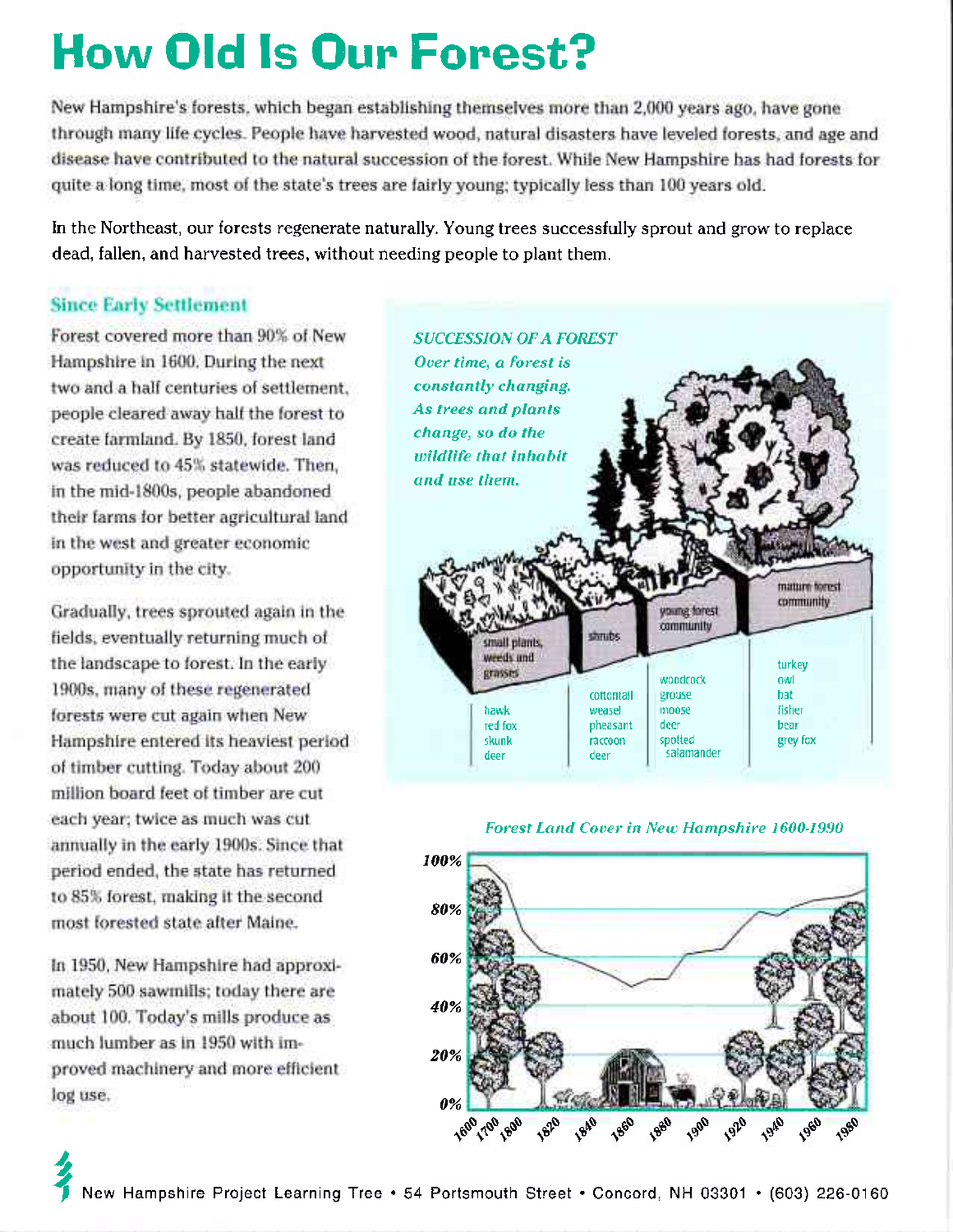# How Old Is Our Forest?

New Hampshire's forests, which began establishing themselves more than 2,000 years ago, have gone through many life cycles. People have harvested wood, natural disasters have leveled forests, and age and disease have contributed to the natural succession of the forest. While New Hampshire has had forests for quite a long time, most of the state's trees are fairly young; typically less than 100 years old.

In the Northeast, our forests regenerate naturally. Young trees successfully sprout and grow to replace dead, fallen, and harvested trees, without needing people to plant them.

### Since Early Settlement

Forest covered more than 90% of New Hampshire in 1600. During the next two and a half centuries of settlement, people cleared away half the forest to create farmland. By 1850, forest land was reduced to 45% statewide. Then, in the mid-1800s, people abandoned their farms for better agricultural land in the west and greater economic opportunity in the city.

Gradually, trees sprouted again in the fields, eventually returning much of the landscape to forest. In the early 1900s, many of these regenerated forests were cut again when New Hampshire entered its heaviest period of timber cutting. Today about 200 million board feet of timber are cut each year; twice as much was cut annually in the early 1900s. Since that period ended, the state has returned to 85% forest, making it the second most forested state after Maine.

In 1950, New Hampshire had approximately 500 sawmills; today there are about 100. Today's mills produce as much lumber as in 1950 with improved machinery and more efficient log use.

*SUCCESSION OF A FOREST*
*Over time, a forest is constantly changing. As trees and plants change, so do the wildlife that inhabit and use them.*

| small plants, weeds and grasses | shrubs | young forest community | mature forest community |
|---|---|---|---|
| hawk | cottontail | woodcock | turkey |
| red fox | weasel | grouse | owl |
| skunk | pheasant | moose | bat |
| deer | raccoon | deer | fisher |
| | deer | spotted salamander | bear |
| | | | grey fox |

*Forest Land Cover in New Hampshire 1600-1990*

New Hampshire Project Learning Tree • 54 Portsmouth Street • Concord, NH 03301 • (603) 226-0160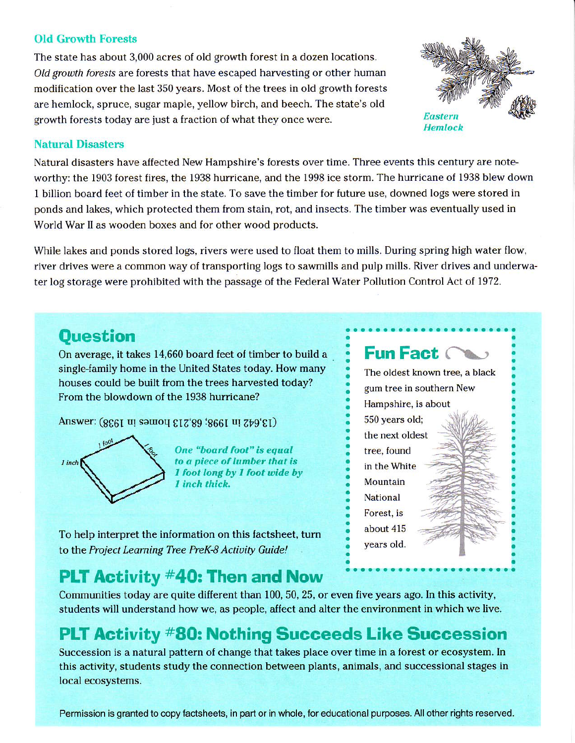### Old Growth Forests

The state has about 3,000 acres of old growth forest in a dozen locations. *Old growth forests* are forests that have escaped harvesting or other human modification over the last 350 years. Most of the trees in old growth forests are hemlock, spruce, sugar maple, yellow birch, and beech. The state's old growth forests today are just a fraction of what they once were.

*Eastern Hemlock*

### Natural Disasters

Natural disasters have affected New Hampshire's forests over time. Three events this century are noteworthy: the 1903 forest fires, the 1938 hurricane, and the 1998 ice storm. The hurricane of 1938 blew down 1 billion board feet of timber in the state. To save the timber for future use, downed logs were stored in ponds and lakes, which protected them from stain, rot, and insects. The timber was eventually used in World War II as wooden boxes and for other wood products.

While lakes and ponds stored logs, rivers were used to float them to mills. During spring high water flow, river drives were a common way of transporting logs to sawmills and pulp mills. River drives and underwater log storage were prohibited with the passage of the Federal Water Pollution Control Act of 1972.

## Question

On average, it takes 14,660 board feet of timber to build a single-family home in the United States today. How many houses could be built from the trees harvested today? From the blowdown of the 1938 hurricane?

Answer: (13,642 in 1998; 68,213 houses in 1938)

1 foot
1 foot
1 inch

***One "board foot" is equal to a piece of lumber that is 1 foot long by 1 foot wide by 1 inch thick.***

To help interpret the information on this factsheet, turn to the *Project Learning Tree PreK-8 Activity Guide!*

## Fun Fact

The oldest known tree, a black gum tree in southern New Hampshire, is about 550 years old; the next oldest tree, found in the White Mountain National Forest, is about 415 years old.

## PLT Activity #40: Then and Now

Communities today are quite different than 100, 50, 25, or even five years ago. In this activity, students will understand how we, as people, affect and alter the environment in which we live.

## PLT Activity #80: Nothing Succeeds Like Succession

Succession is a natural pattern of change that takes place over time in a forest or ecosystem. In this activity, students study the connection between plants, animals, and successional stages in local ecosystems.

Permission is granted to copy factsheets, in part or in whole, for educational purposes. All other rights reserved.